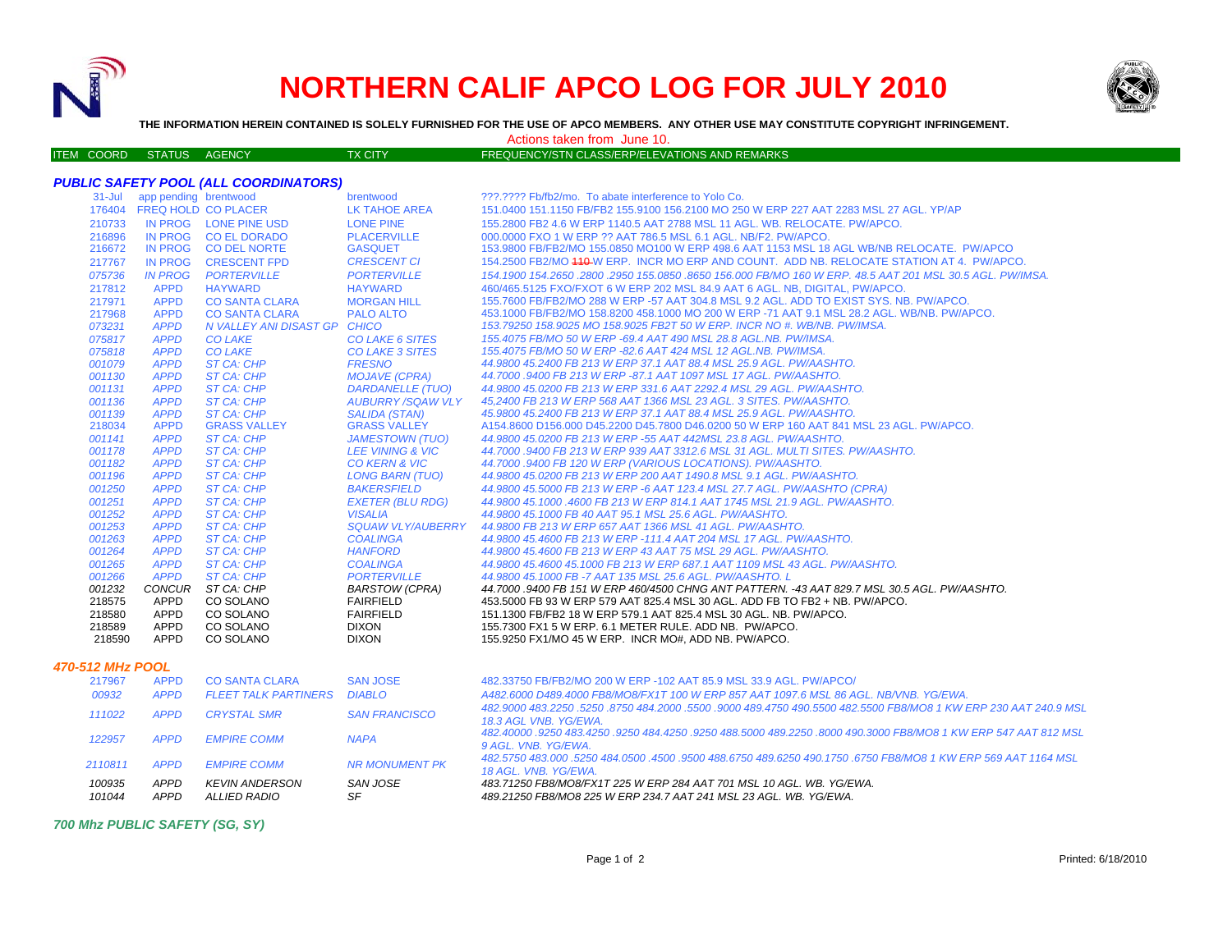# NORTHERN CALIF APCO LOG FOR JULY 2010

**THE INFORMATION HEREIN CONTAINED IS SOLELY FURNISHED FOR THE USE OF APCO MEMBERS. ANY OTHER USE MAY CONSTITUTE COPYRIGHT INFRINGEMENT.**

Actions taken from June 10.

### PUBLIC SAFETY POOL (ALL COORDINATORS)

| ITEM COORD | STATUS | AGENCY | TX CITY | FREQUENCY/STN CLASS/ERP/ELEVATIONS AND REMARKS |
|---|---|---|---|---|
| 31-Jul | app pending | brentwood | brentwood | ???.???? Fb/fb2/mo. To abate interference to Yolo Co. |
| 176404 | FREQ HOLD | CO PLACER | LK TAHOE AREA | 151.0400 151.1150 FB/FB2 155.9100 156.2100 MO 250 W ERP 227 AAT 2283 MSL 27 AGL. YP/AP |
| 210733 | IN PROG | LONE PINE USD | LONE PINE | 155.2800 FB2 4.6 W ERP 1140.5 AAT 2788 MSL 11 AGL. WB. RELOCATE. PW/APCO. |
| 216896 | IN PROG | CO EL DORADO | PLACERVILLE | 000.0000 FXO 1 W ERP ?? AAT 786.5 MSL 6.1 AGL. NB/F2. PW/APCO. |
| 216672 | IN PROG | CO DEL NORTE | GASQUET | 153.9800 FB/FB2/MO 155.0850 MO100 W ERP 498.6 AAT 1153 MSL 18 AGL WB/NB RELOCATE. PW/APCO |
| 217767 | IN PROG | CRESCENT FPD | CRESCENT CI | 154.2500 FB2/MO ~~110~~ W ERP. INCR MO ERP AND COUNT. ADD NB. RELOCATE STATION AT 4. PW/APCO. |
| 075736 | IN PROG | PORTERVILLE | PORTERVILLE | 154.1900 154.2650 .2800 .2950 155.0850 .8650 156.000 FB/MO 160 W ERP. 48.5 AAT 201 MSL 30.5 AGL. PW/IMSA. |
| 217812 | APPD | HAYWARD | HAYWARD | 460/465.5125 FXO/FXOT 6 W ERP 202 MSL 84.9 AAT 6 AGL. NB, DIGITAL, PW/APCO. |
| 217971 | APPD | CO SANTA CLARA | MORGAN HILL | 155.7600 FB/FB2/MO 288 W ERP -57 AAT 304.8 MSL 9.2 AGL. ADD TO EXIST SYS. NB. PW/APCO. |
| 217968 | APPD | CO SANTA CLARA | PALO ALTO | 453.1000 FB/FB2/MO 158.8200 458.1000 MO 200 W ERP -71 AAT 9.1 MSL 28.2 AGL. WB/NB. PW/APCO. |
| 073231 | APPD | N VALLEY ANI DISAST GP | CHICO | 153.79250 158.9025 MO 158.9025 FB2T 50 W ERP. INCR NO #. WB/NB. PW/IMSA. |
| 075817 | APPD | CO LAKE | CO LAKE 6 SITES | 155.4075 FB/MO 50 W ERP -69.4 AAT 490 MSL 28.8 AGL.NB. PW/IMSA. |
| 075818 | APPD | CO LAKE | CO LAKE 3 SITES | 155.4075 FB/MO 50 W ERP -82.6 AAT 424 MSL 12 AGL.NB. PW/IMSA. |
| 001079 | APPD | ST CA: CHP | FRESNO | 44.9800 45.2400 FB 213 W ERP 37.1 AAT 88.4 MSL 25.9 AGL. PW/AASHTO. |
| 001130 | APPD | ST CA: CHP | MOJAVE (CPRA) | 44.7000 .9400 FB 213 W ERP -87.1 AAT 1097 MSL 17 AGL. PW/AASHTO. |
| 001131 | APPD | ST CA: CHP | DARDANELLE (TUO) | 44.9800 45.0200 FB 213 W ERP 331.6 AAT 2292.4 MSL 29 AGL. PW/AASHTO. |
| 001136 | APPD | ST CA: CHP | AUBURRY /SQAW VLY | 45,2400 FB 213 W ERP 568 AAT 1366 MSL 23 AGL. 3 SITES. PW/AASHTO. |
| 001139 | APPD | ST CA: CHP | SALIDA (STAN) | 45.9800 45.2400 FB 213 W ERP 37.1 AAT 88.4 MSL 25.9 AGL. PW/AASHTO. |
| 218034 | APPD | GRASS VALLEY | GRASS VALLEY | A154.8600 D156.000 D45.2200 D45.7800 D46.0200 50 W ERP 160 AAT 841 MSL 23 AGL. PW/APCO. |
| 001141 | APPD | ST CA: CHP | JAMESTOWN (TUO) | 44.9800 45.0200 FB 213 W ERP -55 AAT 442MSL 23.8 AGL. PW/AASHTO. |
| 001178 | APPD | ST CA: CHP | LEE VINING & VIC | 44.7000 .9400 FB 213 W ERP 939 AAT 3312.6 MSL 31 AGL. MULTI SITES. PW/AASHTO. |
| 001182 | APPD | ST CA: CHP | CO KERN & VIC | 44.7000 .9400 FB 120 W ERP (VARIOUS LOCATIONS). PW/AASHTO. |
| 001196 | APPD | ST CA: CHP | LONG BARN (TUO) | 44.9800 45.0200 FB 213 W ERP 200 AAT 1490.8 MSL 9.1 AGL. PW/AASHTO. |
| 001250 | APPD | ST CA: CHP | BAKERSFIELD | 44.9800 45.5000 FB 213 W ERP -6 AAT 123.4 MSL 27.7 AGL. PW/AASHTO (CPRA) |
| 001251 | APPD | ST CA: CHP | EXETER (BLU RDG) | 44.9800 45.1000 .4600 FB 213 W ERP 814.1 AAT 1745 MSL 21.9 AGL. PW/AASHTO. |
| 001252 | APPD | ST CA: CHP | VISALIA | 44.9800 45.1000 FB 40 AAT 95.1 MSL 25.6 AGL. PW/AASHTO. |
| 001253 | APPD | ST CA: CHP | SQUAW VLY/AUBERRY | 44.9800 FB 213 W ERP 657 AAT 1366 MSL 41 AGL. PW/AASHTO. |
| 001263 | APPD | ST CA: CHP | COALINGA | 44.9800 45.4600 FB 213 W ERP -111.4 AAT 204 MSL 17 AGL. PW/AASHTO. |
| 001264 | APPD | ST CA: CHP | HANFORD | 44.9800 45.4600 FB 213 W ERP 43 AAT 75 MSL 29 AGL. PW/AASHTO. |
| 001265 | APPD | ST CA: CHP | COALINGA | 44.9800 45.4600 45.1000 FB 213 W ERP 687.1 AAT 1109 MSL 43 AGL. PW/AASHTO. |
| 001266 | APPD | ST CA: CHP | PORTERVILLE | 44.9800 45.1000 FB -7 AAT 135 MSL 25.6 AGL. PW/AASHTO. L |
| 001232 | CONCUR | ST CA: CHP | BARSTOW (CPRA) | 44.7000 .9400 FB 151 W ERP 460/4500 CHNG ANT PATTERN. -43 AAT 829.7 MSL 30.5 AGL. PW/AASHTO. |
| 218575 | APPD | CO SOLANO | FAIRFIELD | 453.5000 FB 93 W ERP 579 AAT 825.4 MSL 30 AGL. ADD FB TO FB2 + NB. PW/APCO. |
| 218580 | APPD | CO SOLANO | FAIRFIELD | 151.1300 FB/FB2 18 W ERP 579.1 AAT 825.4 MSL 30 AGL. NB. PW/APCO. |
| 218589 | APPD | CO SOLANO | DIXON | 155.7300 FX1 5 W ERP. 6.1 METER RULE. ADD NB. PW/APCO. |
| 218590 | APPD | CO SOLANO | DIXON | 155.9250 FX1/MO 45 W ERP. INCR MO#, ADD NB. PW/APCO. |

### 470-512 MHz POOL

| ITEM COORD | STATUS | AGENCY | TX CITY | FREQUENCY/STN CLASS/ERP/ELEVATIONS AND REMARKS |
|---|---|---|---|---|
| 217967 | APPD | CO SANTA CLARA | SAN JOSE | 482.33750 FB/FB2/MO 200 W ERP -102 AAT 85.9 MSL 33.9 AGL. PW/APCO/ |
| 00932 | APPD | FLEET TALK PARTINERS | DIABLO | A482.6000 D489.4000 FB8/MO8/FX1T 100 W ERP 857 AAT 1097.6 MSL 86 AGL. NB/VNB. YG/EWA. |
| 111022 | APPD | CRYSTAL SMR | SAN FRANCISCO | 482.9000 483.2250 .5250 .8750 484.2000 .5500 .9000 489.4750 490.5500 482.5500 FB8/MO8 1 KW ERP 230 AAT 240.9 MSL 18.3 AGL VNB. YG/EWA. |
| 122957 | APPD | EMPIRE COMM | NAPA | 482.40000 .9250 483.4250 .9250 484.4250 .9250 488.5000 489.2250 .8000 490.3000 FB8/MO8 1 KW ERP 547 AAT 812 MSL 9 AGL. VNB. YG/EWA. |
| 2110811 | APPD | EMPIRE COMM | NR MONUMENT PK | 482.5750 483.000 .5250 484.0500 .4500 .9500 488.6750 489.6250 490.1750 .6750 FB8/MO8 1 KW ERP 569 AAT 1164 MSL 18 AGL. VNB. YG/EWA. |
| 100935 | APPD | KEVIN ANDERSON | SAN JOSE | 483.71250 FB8/MO8/FX1T 225 W ERP 284 AAT 701 MSL 10 AGL. WB. YG/EWA. |
| 101044 | APPD | ALLIED RADIO | SF | 489.21250 FB8/MO8 225 W ERP 234.7 AAT 241 MSL 23 AGL. WB. YG/EWA. |

### 700 Mhz PUBLIC SAFETY (SG, SY)

Printed: 6/18/2010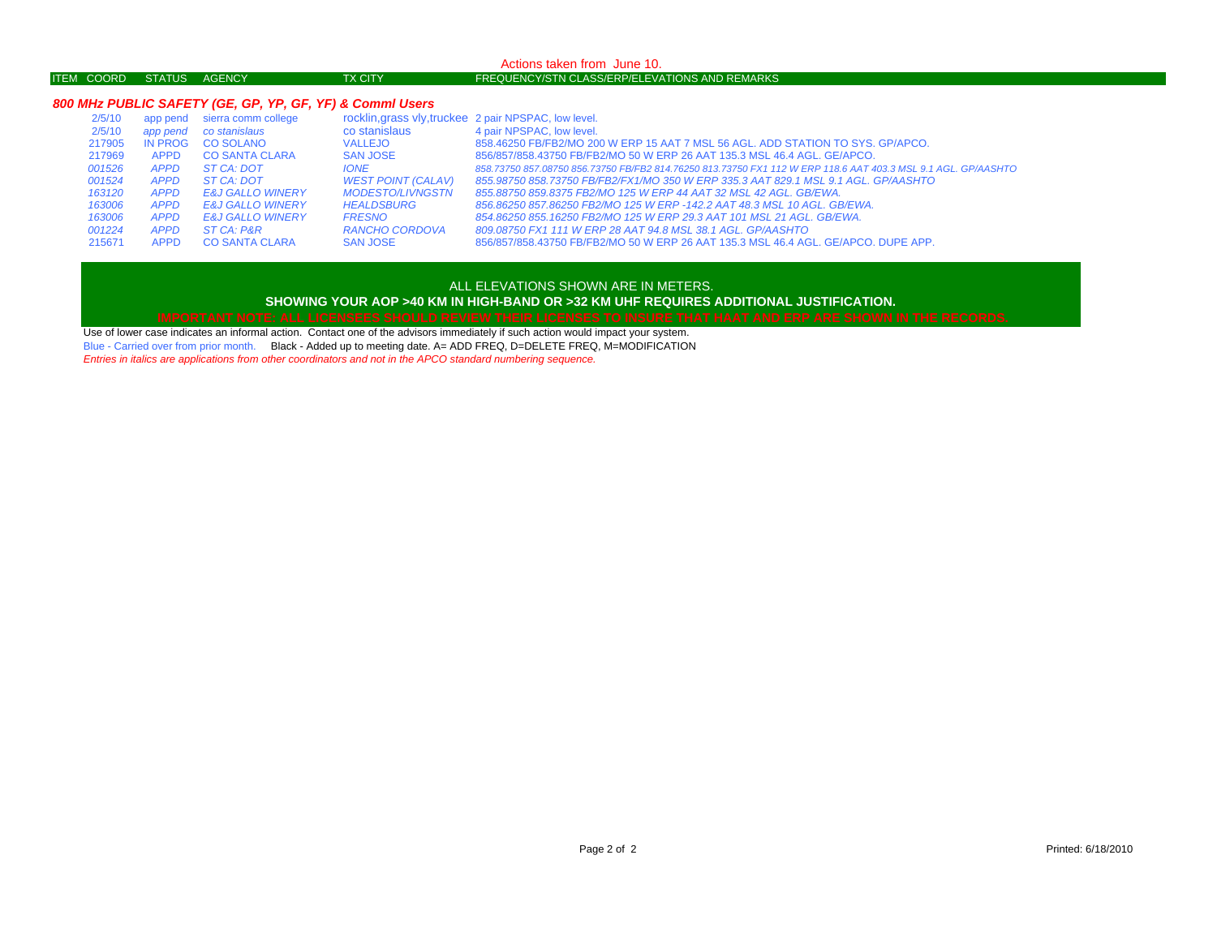Actions taken from June 10.

| ITEM COORD | STATUS | AGENCY | TX CITY | FREQUENCY/STN CLASS/ERP/ELEVATIONS AND REMARKS |
|---|---|---|---|---|
| ***800 MHz PUBLIC SAFETY (GE, GP, YP, GF, YF) & Comml Users*** | | | | |
| 2/5/10 | app pend | sierra comm college | rocklin,grass vly,truckee | 2 pair NPSPAC, low level. |
| *2/5/10* | *app pend* | *co stanislaus* | co stanislaus | 4 pair NPSPAC, low level. |
| 217905 | IN PROG | CO SOLANO | VALLEJO | 858.46250 FB/FB2/MO 200 W ERP 15 AAT 7 MSL 56 AGL. ADD STATION TO SYS. GP/APCO. |
| 217969 | APPD | CO SANTA CLARA | SAN JOSE | 856/857/858.43750 FB/FB2/MO 50 W ERP 26 AAT 135.3 MSL 46.4 AGL. GE/APCO. |
| *001526* | *APPD* | *ST CA: DOT* | *IONE* | *858.73750 857.08750 856.73750 FB/FB2 814.76250 813.73750 FX1 112 W ERP 118.6 AAT 403.3 MSL 9.1 AGL. GP/AASHTO* |
| *001524* | *APPD* | *ST CA: DOT* | *WEST POINT (CALAV)* | *855.98750 858.73750 FB/FB2/FX1/MO 350 W ERP 335.3 AAT 829.1 MSL 9.1 AGL. GP/AASHTO* |
| *163120* | *APPD* | *E&J GALLO WINERY* | *MODESTO/LIVNGSTN* | *855.88750 859.8375 FB2/MO 125 W ERP 44 AAT 32 MSL 42 AGL. GB/EWA.* |
| *163006* | *APPD* | *E&J GALLO WINERY* | *HEALDSBURG* | *856.86250 857.86250 FB2/MO 125 W ERP -142.2 AAT 48.3 MSL 10 AGL. GB/EWA.* |
| *163006* | *APPD* | *E&J GALLO WINERY* | *FRESNO* | *854.86250 855.16250 FB2/MO 125 W ERP 29.3 AAT 101 MSL 21 AGL. GB/EWA.* |
| *001224* | *APPD* | *ST CA: P&R* | *RANCHO CORDOVA* | *809.08750 FX1 111 W ERP 28 AAT 94.8 MSL 38.1 AGL. GP/AASHTO* |
| 215671 | APPD | CO SANTA CLARA | SAN JOSE | 856/857/858.43750 FB/FB2/MO 50 W ERP 26 AAT 135.3 MSL 46.4 AGL. GE/APCO. DUPE APP. |

ALL ELEVATIONS SHOWN ARE IN METERS.

**SHOWING YOUR AOP >40 KM IN HIGH-BAND OR >32 KM UHF REQUIRES ADDITIONAL JUSTIFICATION.**

**IMPORTANT NOTE: ALL LICENSEES SHOULD REVIEW THEIR LICENSES TO INSURE THAT HAAT AND ERP ARE SHOWN IN THE RECORDS.**

Use of lower case indicates an informal action. Contact one of the advisors immediately if such action would impact your system.

Blue - Carried over from prior month. Black - Added up to meeting date. A= ADD FREQ, D=DELETE FREQ, M=MODIFICATION

*Entries in italics are applications from other coordinators and not in the APCO standard numbering sequence.*

Printed: 6/18/2010